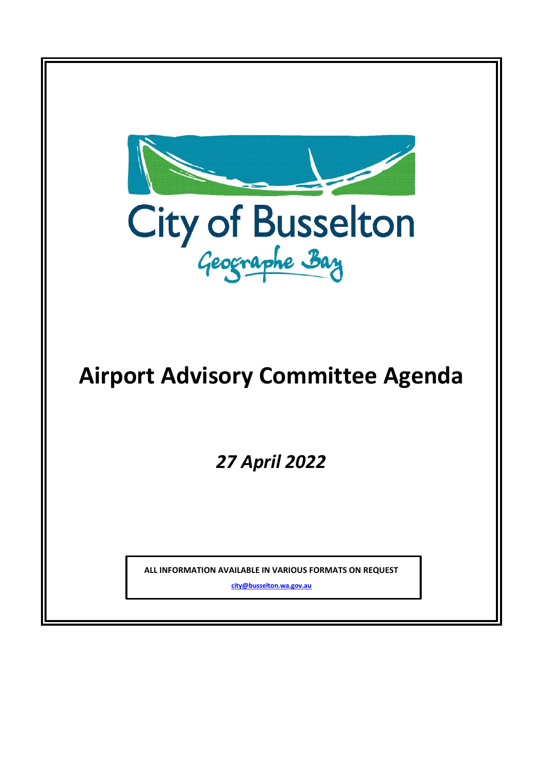City of Busselton

Geographe Bay

# Airport Advisory Committee Agenda

*27 April 2022*

**ALL INFORMATION AVAILABLE IN VARIOUS FORMATS ON REQUEST**

**city@busselton.wa.gov.au**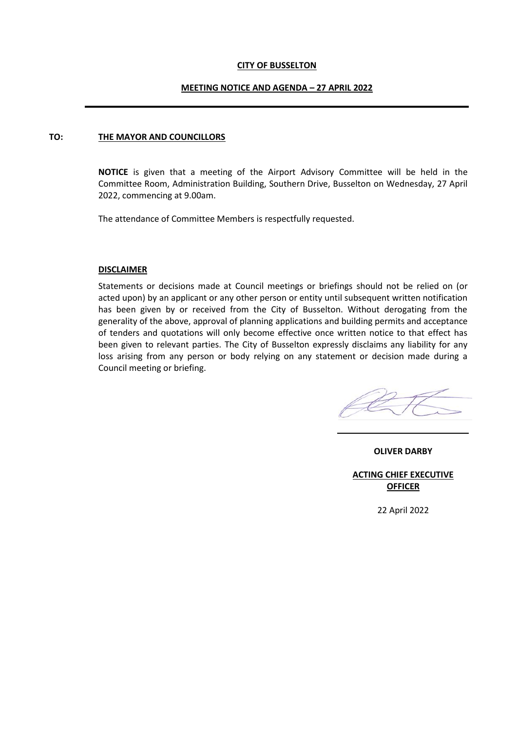**CITY OF BUSSELTON**

**MEETING NOTICE AND AGENDA – 27 APRIL 2022**

---

**TO:** **THE MAYOR AND COUNCILLORS**

**NOTICE** is given that a meeting of the Airport Advisory Committee will be held in the Committee Room, Administration Building, Southern Drive, Busselton on Wednesday, 27 April 2022, commencing at 9.00am.

The attendance of Committee Members is respectfully requested.

**DISCLAIMER**

Statements or decisions made at Council meetings or briefings should not be relied on (or acted upon) by an applicant or any other person or entity until subsequent written notification has been given by or received from the City of Busselton. Without derogating from the generality of the above, approval of planning applications and building permits and acceptance of tenders and quotations will only become effective once written notice to that effect has been given to relevant parties. The City of Busselton expressly disclaims any liability for any loss arising from any person or body relying on any statement or decision made during a Council meeting or briefing.

**OLIVER DARBY**

**ACTING CHIEF EXECUTIVE OFFICER**

22 April 2022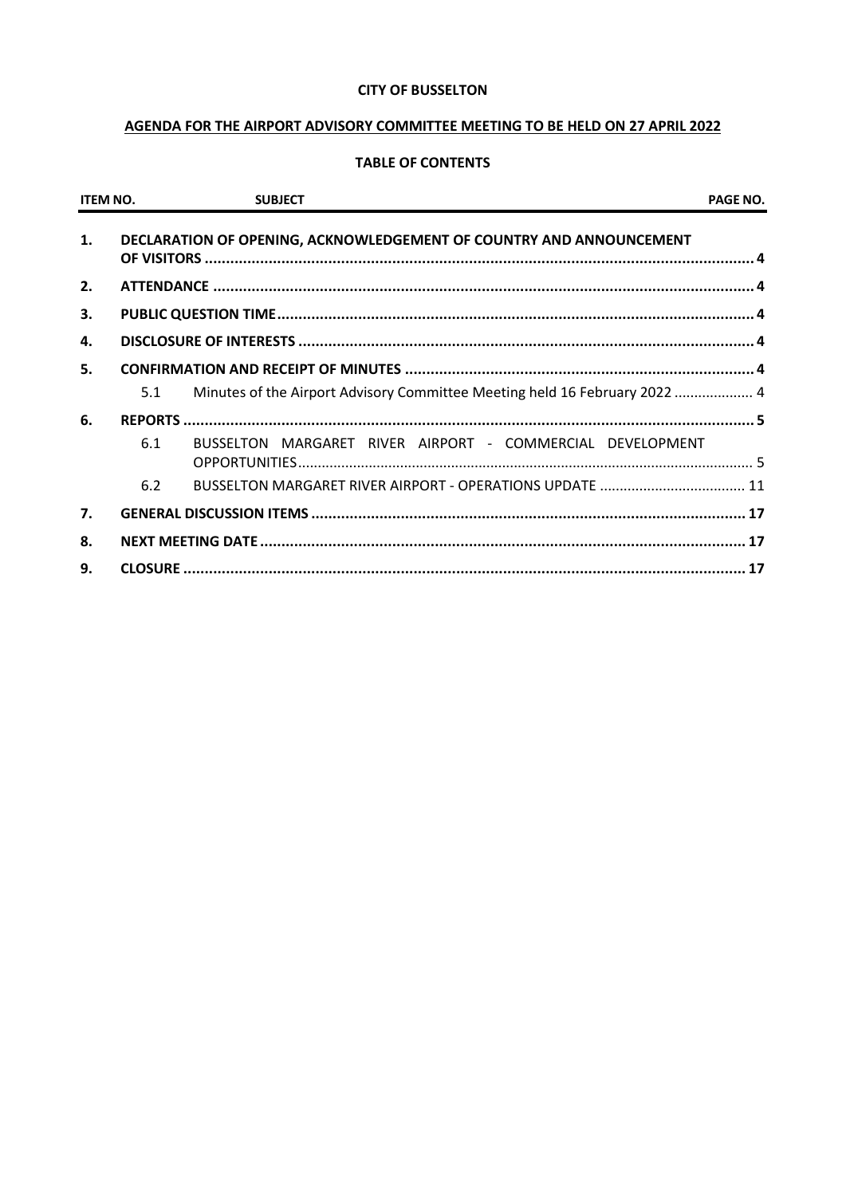**CITY OF BUSSELTON**

**AGENDA FOR THE AIRPORT ADVISORY COMMITTEE MEETING TO BE HELD ON 27 APRIL 2022**

**TABLE OF CONTENTS**

| ITEM NO. | | SUBJECT | PAGE NO. |
|---|---|---|---|
| **1.** | | **DECLARATION OF OPENING, ACKNOWLEDGEMENT OF COUNTRY AND ANNOUNCEMENT OF VISITORS** | **4** |
| **2.** | | **ATTENDANCE** | **4** |
| **3.** | | **PUBLIC QUESTION TIME** | **4** |
| **4.** | | **DISCLOSURE OF INTERESTS** | **4** |
| **5.** | | **CONFIRMATION AND RECEIPT OF MINUTES** | **4** |
| | 5.1 | Minutes of the Airport Advisory Committee Meeting held 16 February 2022 | 4 |
| **6.** | | **REPORTS** | **5** |
| | 6.1 | BUSSELTON MARGARET RIVER AIRPORT - COMMERCIAL DEVELOPMENT OPPORTUNITIES | 5 |
| | 6.2 | BUSSELTON MARGARET RIVER AIRPORT - OPERATIONS UPDATE | 11 |
| **7.** | | **GENERAL DISCUSSION ITEMS** | **17** |
| **8.** | | **NEXT MEETING DATE** | **17** |
| **9.** | | **CLOSURE** | **17** |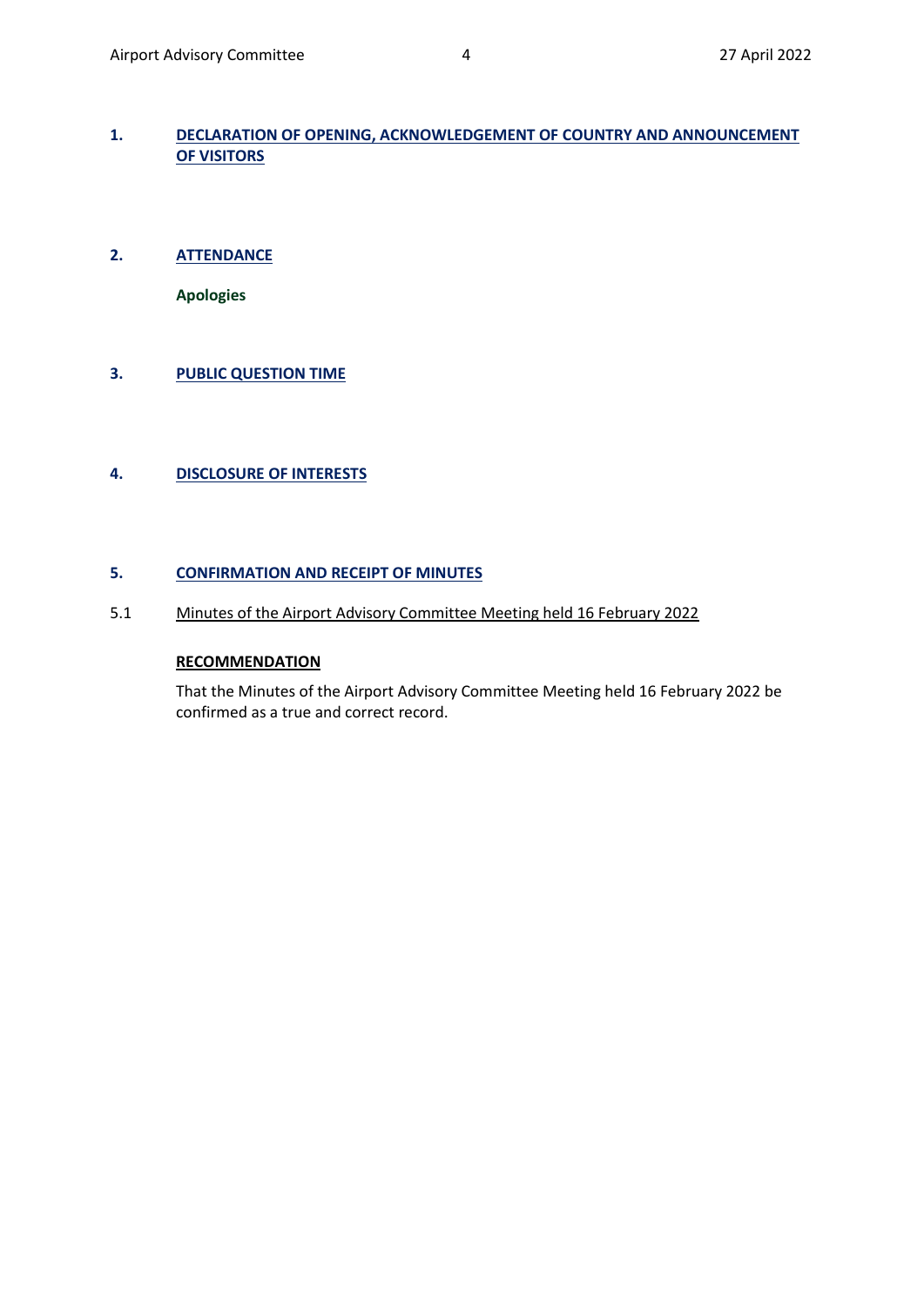## 1. DECLARATION OF OPENING, ACKNOWLEDGEMENT OF COUNTRY AND ANNOUNCEMENT OF VISITORS

## 2. ATTENDANCE

**Apologies**

## 3. PUBLIC QUESTION TIME

## 4. DISCLOSURE OF INTERESTS

## 5. CONFIRMATION AND RECEIPT OF MINUTES

### 5.1 Minutes of the Airport Advisory Committee Meeting held 16 February 2022

**RECOMMENDATION**

That the Minutes of the Airport Advisory Committee Meeting held 16 February 2022 be confirmed as a true and correct record.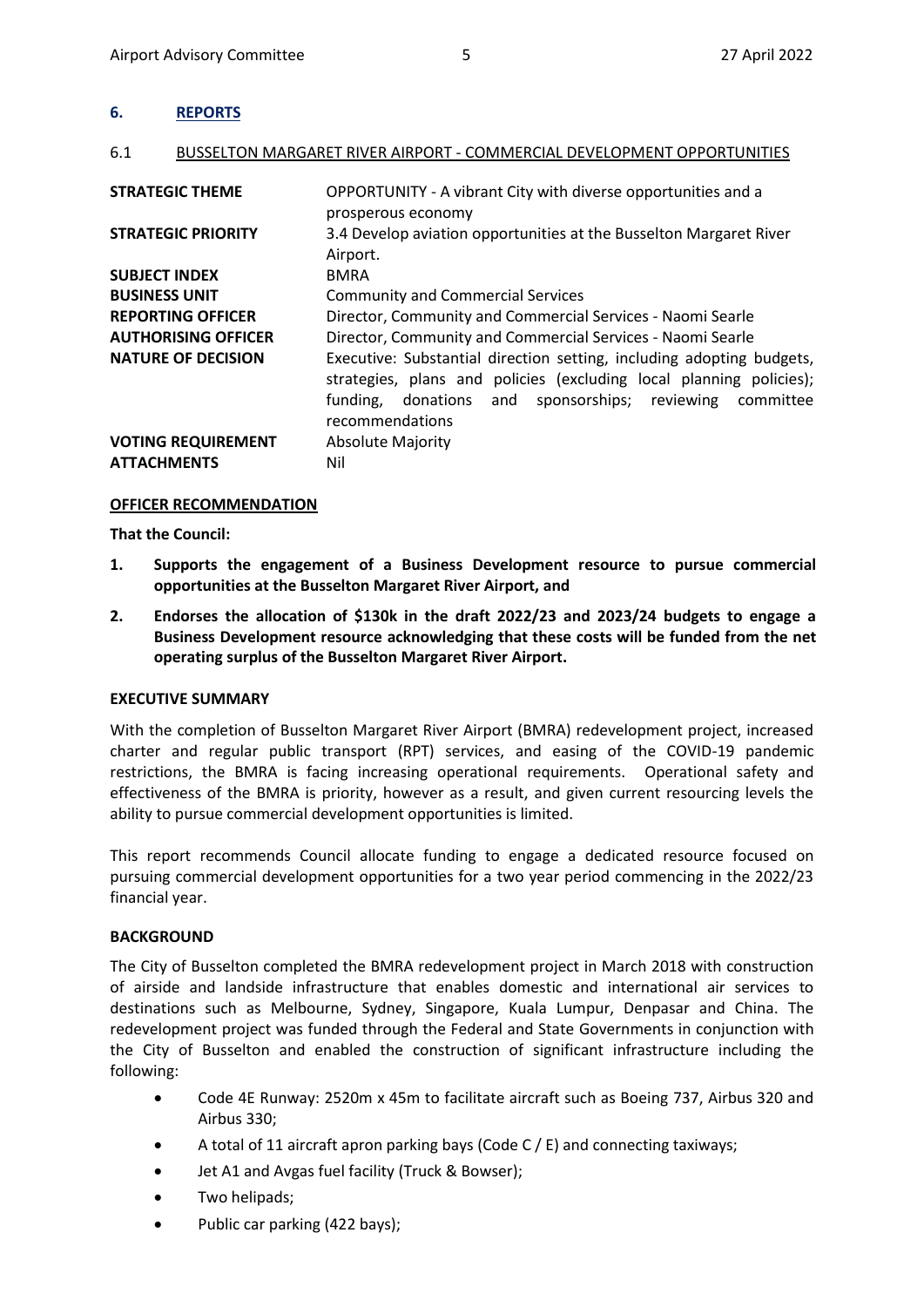## 6. REPORTS

### 6.1 BUSSELTON MARGARET RIVER AIRPORT - COMMERCIAL DEVELOPMENT OPPORTUNITIES

| | |
|---|---|
| **STRATEGIC THEME** | OPPORTUNITY - A vibrant City with diverse opportunities and a prosperous economy |
| **STRATEGIC PRIORITY** | 3.4 Develop aviation opportunities at the Busselton Margaret River Airport. |
| **SUBJECT INDEX** | BMRA |
| **BUSINESS UNIT** | Community and Commercial Services |
| **REPORTING OFFICER** | Director, Community and Commercial Services - Naomi Searle |
| **AUTHORISING OFFICER** | Director, Community and Commercial Services - Naomi Searle |
| **NATURE OF DECISION** | Executive: Substantial direction setting, including adopting budgets, strategies, plans and policies (excluding local planning policies); funding, donations and sponsorships; reviewing committee recommendations |
| **VOTING REQUIREMENT** | Absolute Majority |
| **ATTACHMENTS** | Nil |

**OFFICER RECOMMENDATION**

**That the Council:**

1. **Supports the engagement of a Business Development resource to pursue commercial opportunities at the Busselton Margaret River Airport, and**
2. **Endorses the allocation of $130k in the draft 2022/23 and 2023/24 budgets to engage a Business Development resource acknowledging that these costs will be funded from the net operating surplus of the Busselton Margaret River Airport.**

**EXECUTIVE SUMMARY**

With the completion of Busselton Margaret River Airport (BMRA) redevelopment project, increased charter and regular public transport (RPT) services, and easing of the COVID-19 pandemic restrictions, the BMRA is facing increasing operational requirements. Operational safety and effectiveness of the BMRA is priority, however as a result, and given current resourcing levels the ability to pursue commercial development opportunities is limited.

This report recommends Council allocate funding to engage a dedicated resource focused on pursuing commercial development opportunities for a two year period commencing in the 2022/23 financial year.

**BACKGROUND**

The City of Busselton completed the BMRA redevelopment project in March 2018 with construction of airside and landside infrastructure that enables domestic and international air services to destinations such as Melbourne, Sydney, Singapore, Kuala Lumpur, Denpasar and China. The redevelopment project was funded through the Federal and State Governments in conjunction with the City of Busselton and enabled the construction of significant infrastructure including the following:

- Code 4E Runway: 2520m x 45m to facilitate aircraft such as Boeing 737, Airbus 320 and Airbus 330;
- A total of 11 aircraft apron parking bays (Code C / E) and connecting taxiways;
- Jet A1 and Avgas fuel facility (Truck & Bowser);
- Two helipads;
- Public car parking (422 bays);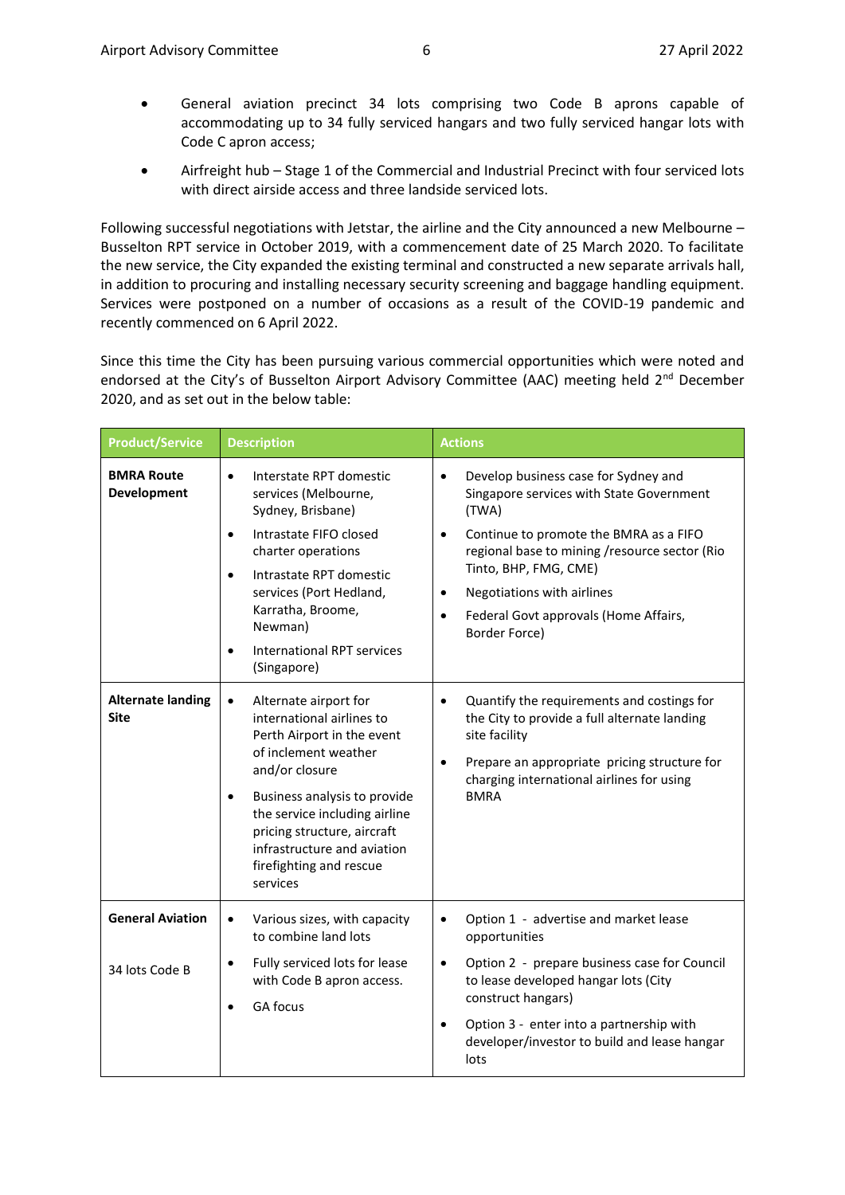- General aviation precinct 34 lots comprising two Code B aprons capable of accommodating up to 34 fully serviced hangars and two fully serviced hangar lots with Code C apron access;
- Airfreight hub – Stage 1 of the Commercial and Industrial Precinct with four serviced lots with direct airside access and three landside serviced lots.

Following successful negotiations with Jetstar, the airline and the City announced a new Melbourne – Busselton RPT service in October 2019, with a commencement date of 25 March 2020. To facilitate the new service, the City expanded the existing terminal and constructed a new separate arrivals hall, in addition to procuring and installing necessary security screening and baggage handling equipment. Services were postponed on a number of occasions as a result of the COVID-19 pandemic and recently commenced on 6 April 2022.

Since this time the City has been pursuing various commercial opportunities which were noted and endorsed at the City's of Busselton Airport Advisory Committee (AAC) meeting held 2nd December 2020, and as set out in the below table:

| Product/Service | Description | Actions |
|---|---|---|
| **BMRA Route Development** | • Interstate RPT domestic services (Melbourne, Sydney, Brisbane)<br>• Intrastate FIFO closed charter operations<br>• Intrastate RPT domestic services (Port Hedland, Karratha, Broome, Newman)<br>• International RPT services (Singapore) | • Develop business case for Sydney and Singapore services with State Government (TWA)<br>• Continue to promote the BMRA as a FIFO regional base to mining /resource sector (Rio Tinto, BHP, FMG, CME)<br>• Negotiations with airlines<br>• Federal Govt approvals (Home Affairs, Border Force) |
| **Alternate landing Site** | • Alternate airport for international airlines to Perth Airport in the event of inclement weather and/or closure<br>• Business analysis to provide the service including airline pricing structure, aircraft infrastructure and aviation firefighting and rescue services | • Quantify the requirements and costings for the City to provide a full alternate landing site facility<br>• Prepare an appropriate pricing structure for charging international airlines for using BMRA |
| **General Aviation**<br><br>34 lots Code B | • Various sizes, with capacity to combine land lots<br>• Fully serviced lots for lease with Code B apron access.<br>• GA focus | • Option 1 - advertise and market lease opportunities<br>• Option 2 - prepare business case for Council to lease developed hangar lots (City construct hangars)<br>• Option 3 - enter into a partnership with developer/investor to build and lease hangar lots |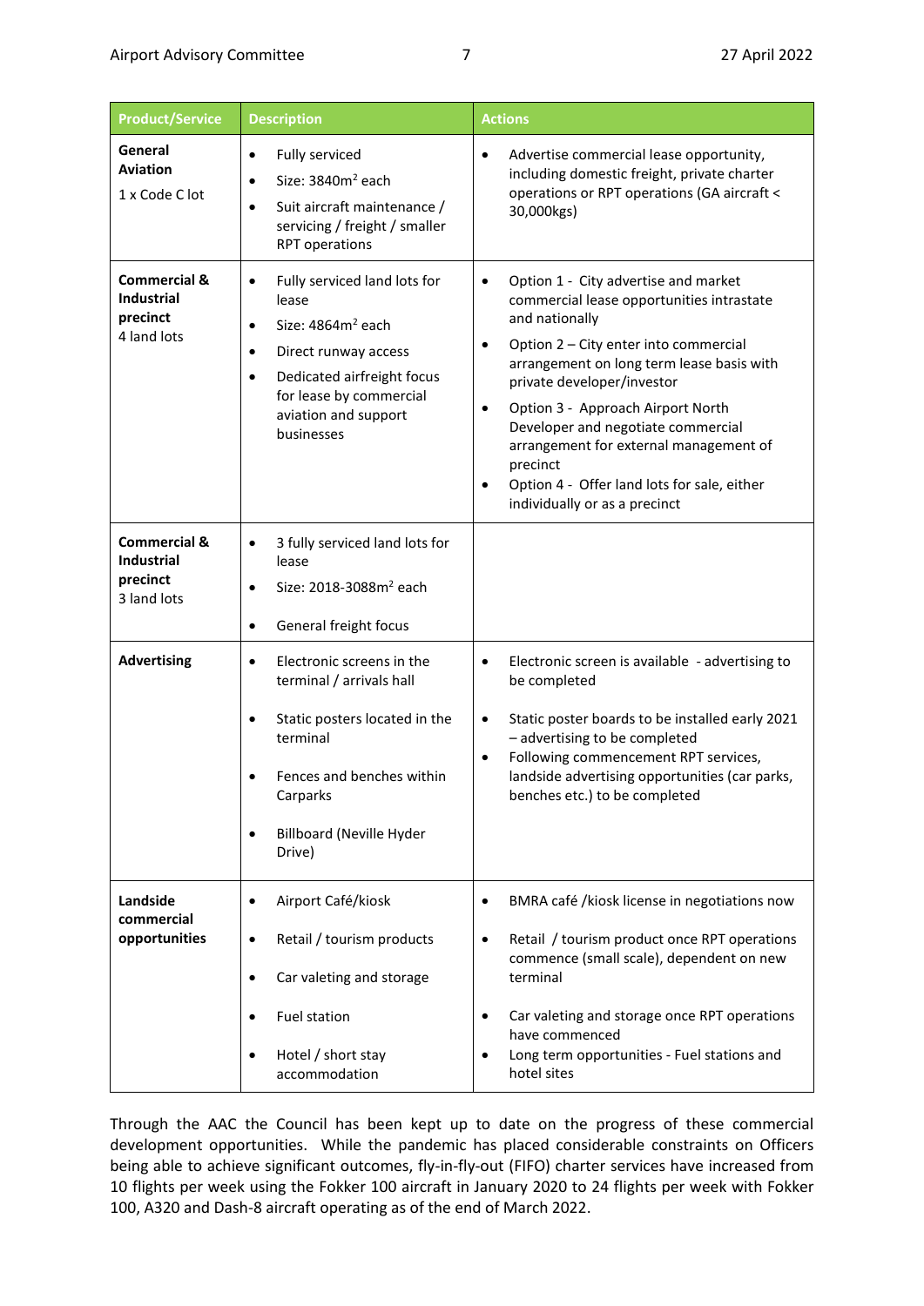| Product/Service | Description | Actions |
|---|---|---|
| **General Aviation** 1 x Code C lot | • Fully serviced<br>• Size: 3840m$^2$ each<br>• Suit aircraft maintenance / servicing / freight / smaller RPT operations | • Advertise commercial lease opportunity, including domestic freight, private charter operations or RPT operations (GA aircraft < 30,000kgs) |
| **Commercial & Industrial precinct** 4 land lots | • Fully serviced land lots for lease<br>• Size: 4864m$^2$ each<br>• Direct runway access<br>• Dedicated airfreight focus for lease by commercial aviation and support businesses | • Option 1 - City advertise and market commercial lease opportunities intrastate and nationally<br>• Option 2 – City enter into commercial arrangement on long term lease basis with private developer/investor<br>• Option 3 - Approach Airport North Developer and negotiate commercial arrangement for external management of precinct<br>• Option 4 - Offer land lots for sale, either individually or as a precinct |
| **Commercial & Industrial precinct** 3 land lots | • 3 fully serviced land lots for lease<br>• Size: 2018-3088m$^2$ each<br>• General freight focus | |
| **Advertising** | • Electronic screens in the terminal / arrivals hall<br>• Static posters located in the terminal<br>• Fences and benches within Carparks<br>• Billboard (Neville Hyder Drive) | • Electronic screen is available - advertising to be completed<br>• Static poster boards to be installed early 2021 – advertising to be completed<br>• Following commencement RPT services, landside advertising opportunities (car parks, benches etc.) to be completed |
| **Landside commercial opportunities** | • Airport Café/kiosk<br>• Retail / tourism products<br>• Car valeting and storage<br>• Fuel station<br>• Hotel / short stay accommodation | • BMRA café /kiosk license in negotiations now<br>• Retail / tourism product once RPT operations commence (small scale), dependent on new terminal<br>• Car valeting and storage once RPT operations have commenced<br>• Long term opportunities - Fuel stations and hotel sites |

Through the AAC the Council has been kept up to date on the progress of these commercial development opportunities. While the pandemic has placed considerable constraints on Officers being able to achieve significant outcomes, fly-in-fly-out (FIFO) charter services have increased from 10 flights per week using the Fokker 100 aircraft in January 2020 to 24 flights per week with Fokker 100, A320 and Dash-8 aircraft operating as of the end of March 2022.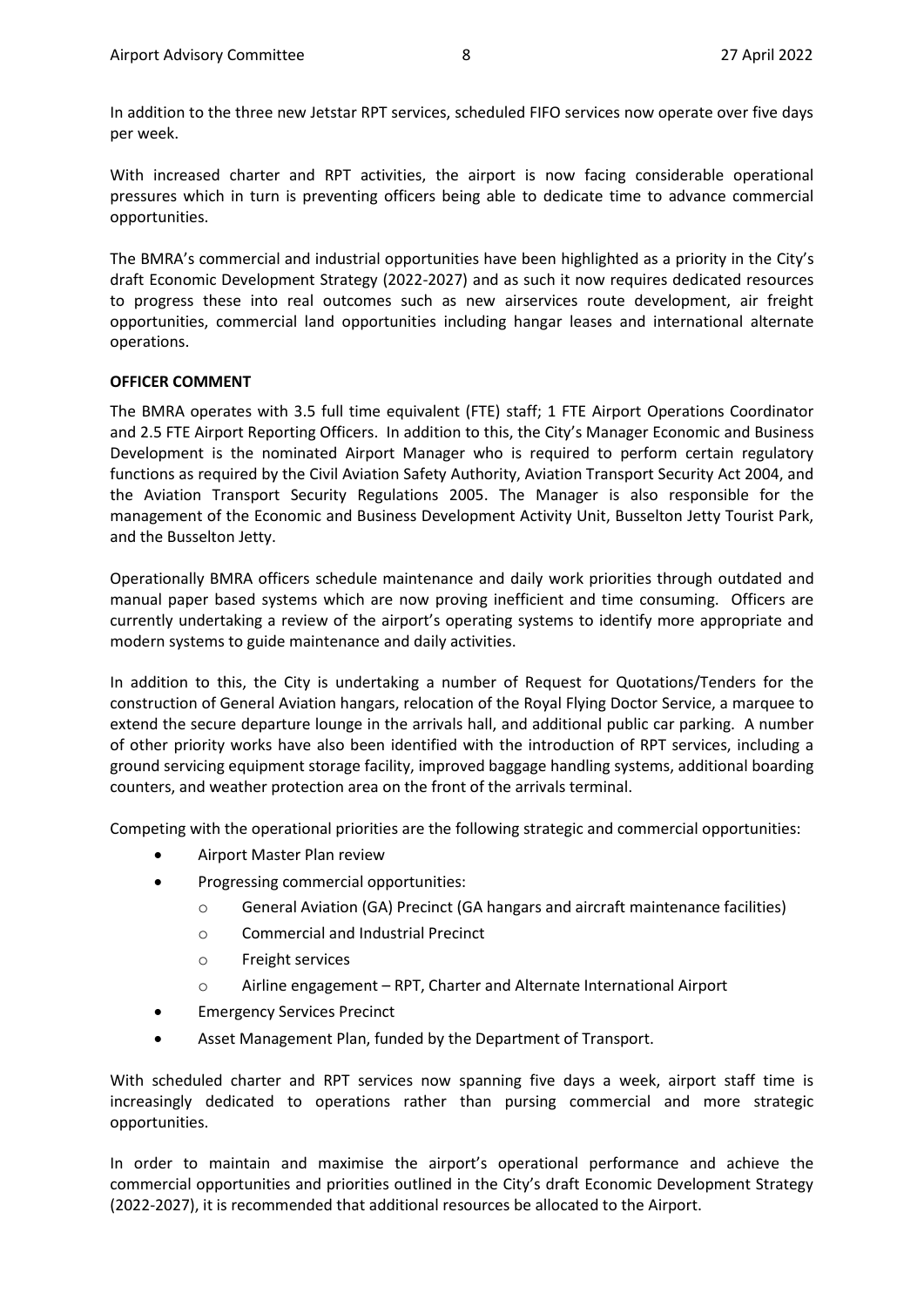In addition to the three new Jetstar RPT services, scheduled FIFO services now operate over five days per week.

With increased charter and RPT activities, the airport is now facing considerable operational pressures which in turn is preventing officers being able to dedicate time to advance commercial opportunities.

The BMRA's commercial and industrial opportunities have been highlighted as a priority in the City's draft Economic Development Strategy (2022-2027) and as such it now requires dedicated resources to progress these into real outcomes such as new airservices route development, air freight opportunities, commercial land opportunities including hangar leases and international alternate operations.

**OFFICER COMMENT**

The BMRA operates with 3.5 full time equivalent (FTE) staff; 1 FTE Airport Operations Coordinator and 2.5 FTE Airport Reporting Officers. In addition to this, the City's Manager Economic and Business Development is the nominated Airport Manager who is required to perform certain regulatory functions as required by the Civil Aviation Safety Authority, Aviation Transport Security Act 2004, and the Aviation Transport Security Regulations 2005. The Manager is also responsible for the management of the Economic and Business Development Activity Unit, Busselton Jetty Tourist Park, and the Busselton Jetty.

Operationally BMRA officers schedule maintenance and daily work priorities through outdated and manual paper based systems which are now proving inefficient and time consuming. Officers are currently undertaking a review of the airport's operating systems to identify more appropriate and modern systems to guide maintenance and daily activities.

In addition to this, the City is undertaking a number of Request for Quotations/Tenders for the construction of General Aviation hangars, relocation of the Royal Flying Doctor Service, a marquee to extend the secure departure lounge in the arrivals hall, and additional public car parking. A number of other priority works have also been identified with the introduction of RPT services, including a ground servicing equipment storage facility, improved baggage handling systems, additional boarding counters, and weather protection area on the front of the arrivals terminal.

Competing with the operational priorities are the following strategic and commercial opportunities:

- Airport Master Plan review
- Progressing commercial opportunities:
  - General Aviation (GA) Precinct (GA hangars and aircraft maintenance facilities)
  - Commercial and Industrial Precinct
  - Freight services
  - Airline engagement – RPT, Charter and Alternate International Airport
- Emergency Services Precinct
- Asset Management Plan, funded by the Department of Transport.

With scheduled charter and RPT services now spanning five days a week, airport staff time is increasingly dedicated to operations rather than pursing commercial and more strategic opportunities.

In order to maintain and maximise the airport's operational performance and achieve the commercial opportunities and priorities outlined in the City's draft Economic Development Strategy (2022-2027), it is recommended that additional resources be allocated to the Airport.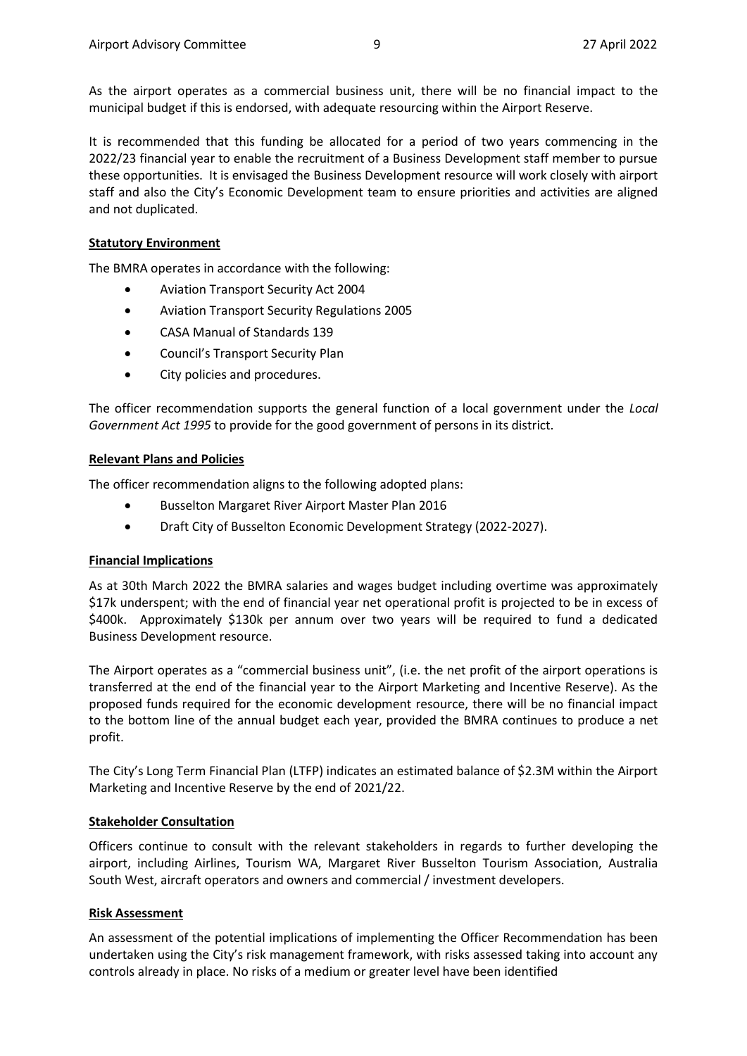As the airport operates as a commercial business unit, there will be no financial impact to the municipal budget if this is endorsed, with adequate resourcing within the Airport Reserve.

It is recommended that this funding be allocated for a period of two years commencing in the 2022/23 financial year to enable the recruitment of a Business Development staff member to pursue these opportunities. It is envisaged the Business Development resource will work closely with airport staff and also the City's Economic Development team to ensure priorities and activities are aligned and not duplicated.

**Statutory Environment**

The BMRA operates in accordance with the following:

- Aviation Transport Security Act 2004
- Aviation Transport Security Regulations 2005
- CASA Manual of Standards 139
- Council's Transport Security Plan
- City policies and procedures.

The officer recommendation supports the general function of a local government under the *Local Government Act 1995* to provide for the good government of persons in its district.

**Relevant Plans and Policies**

The officer recommendation aligns to the following adopted plans:

- Busselton Margaret River Airport Master Plan 2016
- Draft City of Busselton Economic Development Strategy (2022-2027).

**Financial Implications**

As at 30th March 2022 the BMRA salaries and wages budget including overtime was approximately $17k underspent; with the end of financial year net operational profit is projected to be in excess of $400k. Approximately $130k per annum over two years will be required to fund a dedicated Business Development resource.

The Airport operates as a "commercial business unit", (i.e. the net profit of the airport operations is transferred at the end of the financial year to the Airport Marketing and Incentive Reserve). As the proposed funds required for the economic development resource, there will be no financial impact to the bottom line of the annual budget each year, provided the BMRA continues to produce a net profit.

The City's Long Term Financial Plan (LTFP) indicates an estimated balance of $2.3M within the Airport Marketing and Incentive Reserve by the end of 2021/22.

**Stakeholder Consultation**

Officers continue to consult with the relevant stakeholders in regards to further developing the airport, including Airlines, Tourism WA, Margaret River Busselton Tourism Association, Australia South West, aircraft operators and owners and commercial / investment developers.

**Risk Assessment**

An assessment of the potential implications of implementing the Officer Recommendation has been undertaken using the City's risk management framework, with risks assessed taking into account any controls already in place. No risks of a medium or greater level have been identified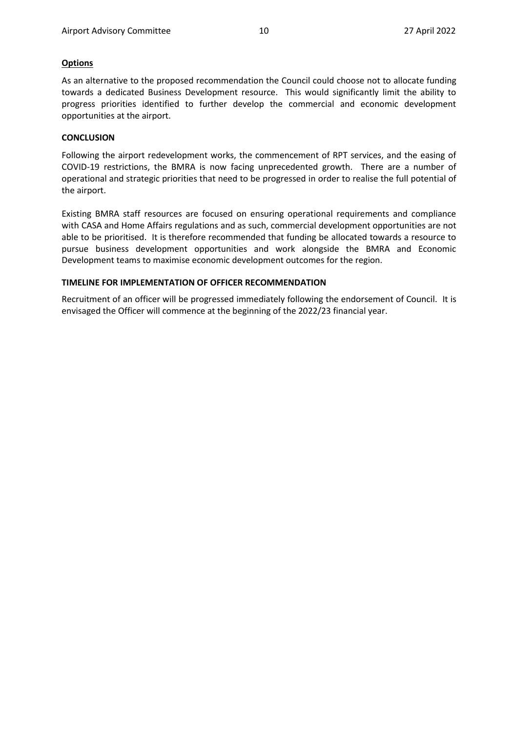**Options**

As an alternative to the proposed recommendation the Council could choose not to allocate funding towards a dedicated Business Development resource. This would significantly limit the ability to progress priorities identified to further develop the commercial and economic development opportunities at the airport.

**CONCLUSION**

Following the airport redevelopment works, the commencement of RPT services, and the easing of COVID-19 restrictions, the BMRA is now facing unprecedented growth. There are a number of operational and strategic priorities that need to be progressed in order to realise the full potential of the airport.

Existing BMRA staff resources are focused on ensuring operational requirements and compliance with CASA and Home Affairs regulations and as such, commercial development opportunities are not able to be prioritised. It is therefore recommended that funding be allocated towards a resource to pursue business development opportunities and work alongside the BMRA and Economic Development teams to maximise economic development outcomes for the region.

**TIMELINE FOR IMPLEMENTATION OF OFFICER RECOMMENDATION**

Recruitment of an officer will be progressed immediately following the endorsement of Council. It is envisaged the Officer will commence at the beginning of the 2022/23 financial year.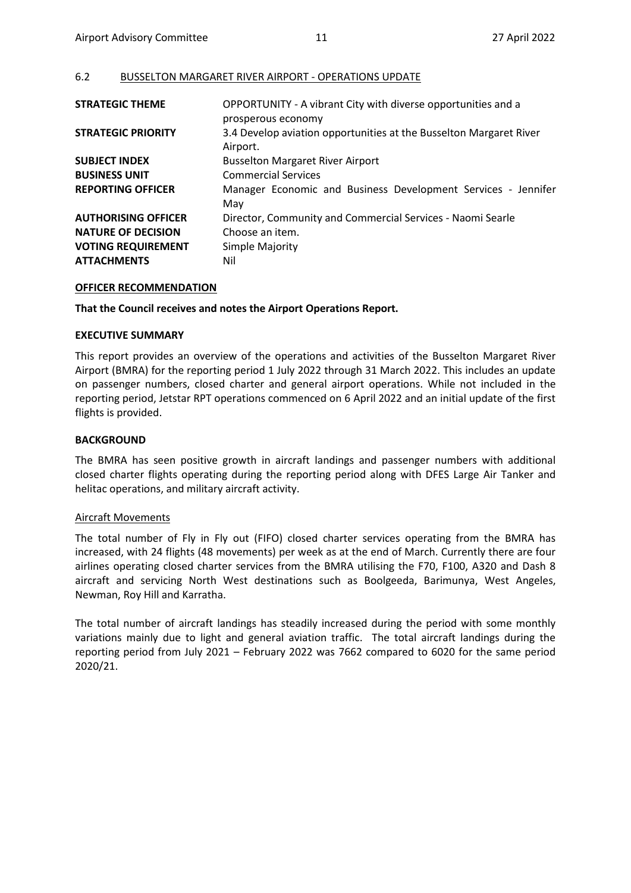## 6.2 BUSSELTON MARGARET RIVER AIRPORT - OPERATIONS UPDATE

| | |
|---|---|
| **STRATEGIC THEME** | OPPORTUNITY - A vibrant City with diverse opportunities and a prosperous economy |
| **STRATEGIC PRIORITY** | 3.4 Develop aviation opportunities at the Busselton Margaret River Airport. |
| **SUBJECT INDEX** | Busselton Margaret River Airport |
| **BUSINESS UNIT** | Commercial Services |
| **REPORTING OFFICER** | Manager Economic and Business Development Services - Jennifer May |
| **AUTHORISING OFFICER** | Director, Community and Commercial Services - Naomi Searle |
| **NATURE OF DECISION** | Choose an item. |
| **VOTING REQUIREMENT** | Simple Majority |
| **ATTACHMENTS** | Nil |

### OFFICER RECOMMENDATION

**That the Council receives and notes the Airport Operations Report.**

### EXECUTIVE SUMMARY

This report provides an overview of the operations and activities of the Busselton Margaret River Airport (BMRA) for the reporting period 1 July 2022 through 31 March 2022. This includes an update on passenger numbers, closed charter and general airport operations. While not included in the reporting period, Jetstar RPT operations commenced on 6 April 2022 and an initial update of the first flights is provided.

### BACKGROUND

The BMRA has seen positive growth in aircraft landings and passenger numbers with additional closed charter flights operating during the reporting period along with DFES Large Air Tanker and helitac operations, and military aircraft activity.

#### Aircraft Movements

The total number of Fly in Fly out (FIFO) closed charter services operating from the BMRA has increased, with 24 flights (48 movements) per week as at the end of March. Currently there are four airlines operating closed charter services from the BMRA utilising the F70, F100, A320 and Dash 8 aircraft and servicing North West destinations such as Boolgeeda, Barimunya, West Angeles, Newman, Roy Hill and Karratha.

The total number of aircraft landings has steadily increased during the period with some monthly variations mainly due to light and general aviation traffic. The total aircraft landings during the reporting period from July 2021 – February 2022 was 7662 compared to 6020 for the same period 2020/21.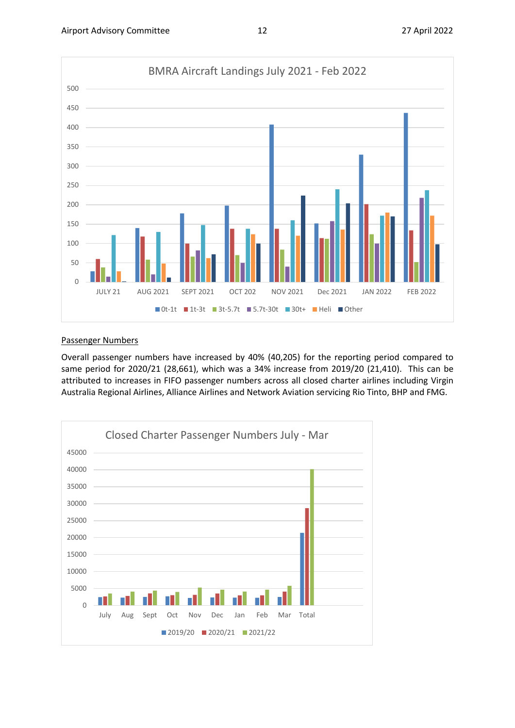BMRA Aircraft Landings July 2021 - Feb 2022

Passenger Numbers

Overall passenger numbers have increased by 40% (40,205) for the reporting period compared to same period for 2020/21 (28,661), which was a 34% increase from 2019/20 (21,410). This can be attributed to increases in FIFO passenger numbers across all closed charter airlines including Virgin Australia Regional Airlines, Alliance Airlines and Network Aviation servicing Rio Tinto, BHP and FMG.

Closed Charter Passenger Numbers July - Mar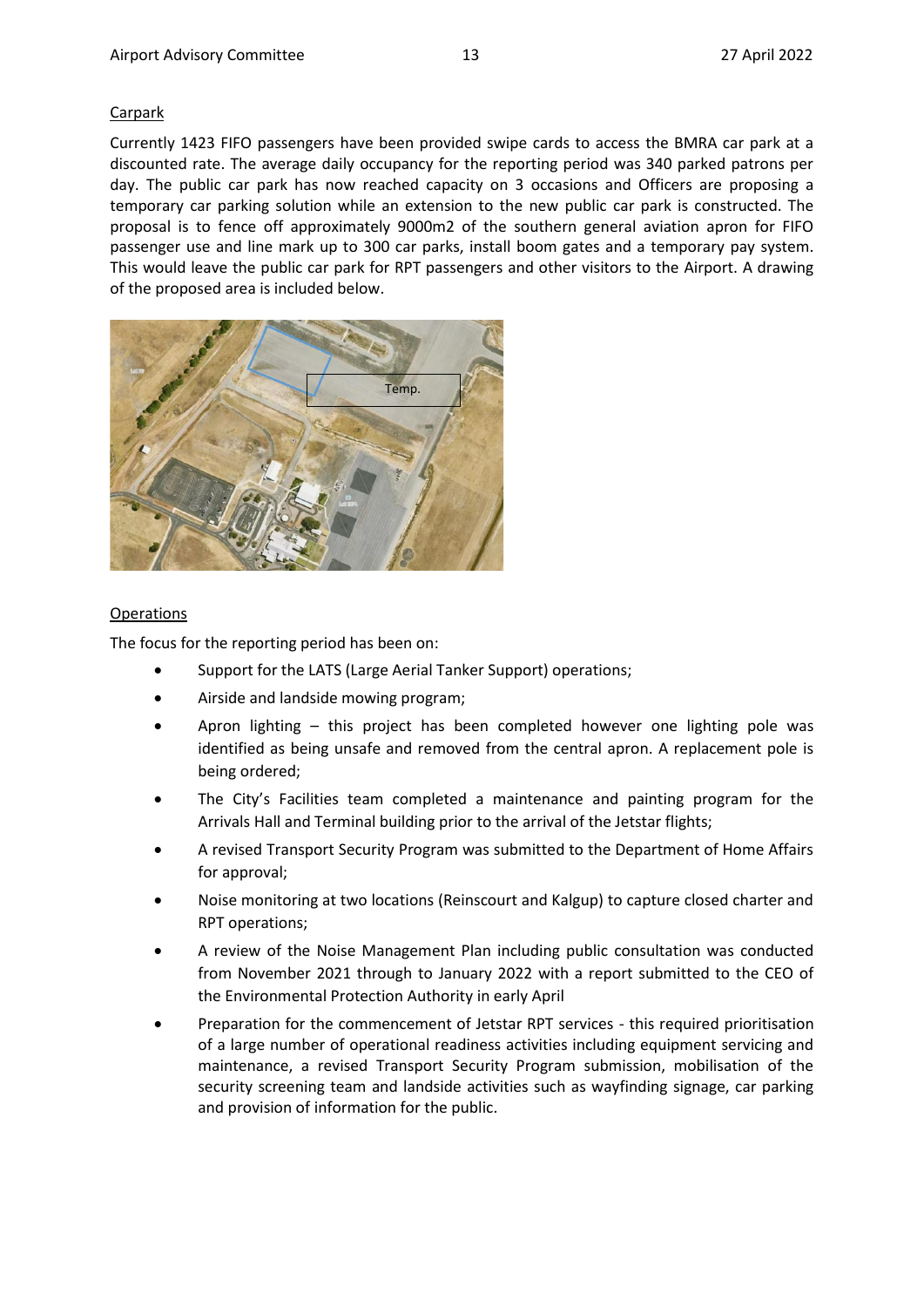Carpark

Currently 1423 FIFO passengers have been provided swipe cards to access the BMRA car park at a discounted rate. The average daily occupancy for the reporting period was 340 parked patrons per day. The public car park has now reached capacity on 3 occasions and Officers are proposing a temporary car parking solution while an extension to the new public car park is constructed. The proposal is to fence off approximately 9000m2 of the southern general aviation apron for FIFO passenger use and line mark up to 300 car parks, install boom gates and a temporary pay system. This would leave the public car park for RPT passengers and other visitors to the Airport. A drawing of the proposed area is included below.

Operations

The focus for the reporting period has been on:

- Support for the LATS (Large Aerial Tanker Support) operations;
- Airside and landside mowing program;
- Apron lighting – this project has been completed however one lighting pole was identified as being unsafe and removed from the central apron. A replacement pole is being ordered;
- The City's Facilities team completed a maintenance and painting program for the Arrivals Hall and Terminal building prior to the arrival of the Jetstar flights;
- A revised Transport Security Program was submitted to the Department of Home Affairs for approval;
- Noise monitoring at two locations (Reinscourt and Kalgup) to capture closed charter and RPT operations;
- A review of the Noise Management Plan including public consultation was conducted from November 2021 through to January 2022 with a report submitted to the CEO of the Environmental Protection Authority in early April
- Preparation for the commencement of Jetstar RPT services - this required prioritisation of a large number of operational readiness activities including equipment servicing and maintenance, a revised Transport Security Program submission, mobilisation of the security screening team and landside activities such as wayfinding signage, car parking and provision of information for the public.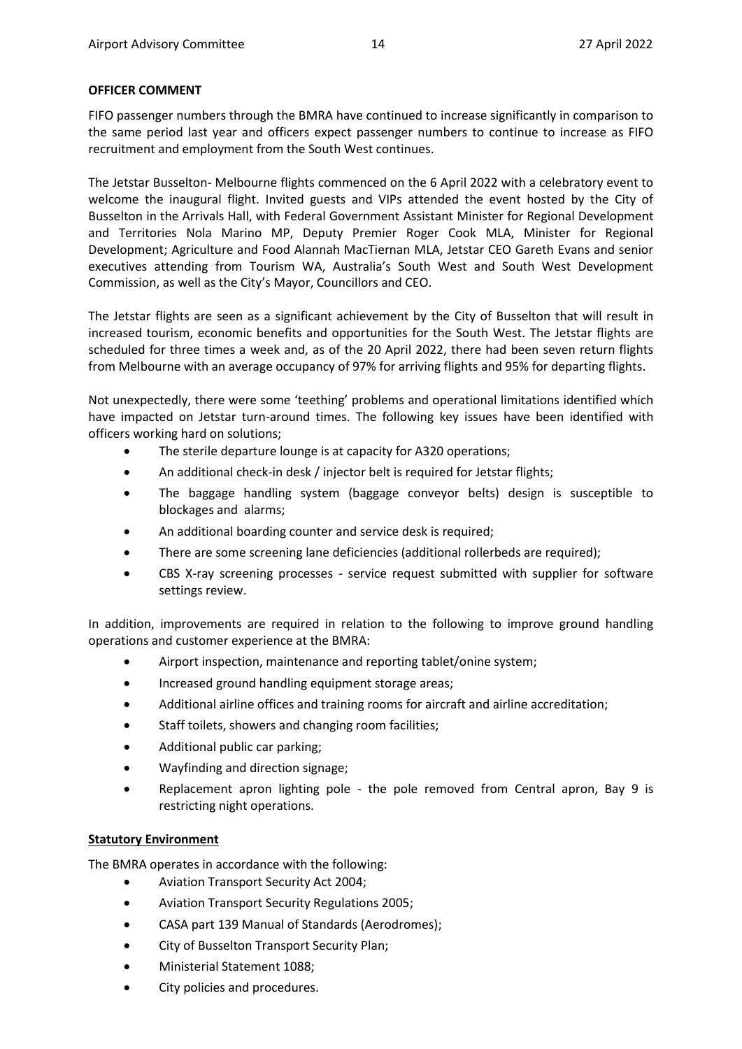**OFFICER COMMENT**

FIFO passenger numbers through the BMRA have continued to increase significantly in comparison to the same period last year and officers expect passenger numbers to continue to increase as FIFO recruitment and employment from the South West continues.

The Jetstar Busselton- Melbourne flights commenced on the 6 April 2022 with a celebratory event to welcome the inaugural flight. Invited guests and VIPs attended the event hosted by the City of Busselton in the Arrivals Hall, with Federal Government Assistant Minister for Regional Development and Territories Nola Marino MP, Deputy Premier Roger Cook MLA, Minister for Regional Development; Agriculture and Food Alannah MacTiernan MLA, Jetstar CEO Gareth Evans and senior executives attending from Tourism WA, Australia's South West and South West Development Commission, as well as the City's Mayor, Councillors and CEO.

The Jetstar flights are seen as a significant achievement by the City of Busselton that will result in increased tourism, economic benefits and opportunities for the South West. The Jetstar flights are scheduled for three times a week and, as of the 20 April 2022, there had been seven return flights from Melbourne with an average occupancy of 97% for arriving flights and 95% for departing flights.

Not unexpectedly, there were some 'teething' problems and operational limitations identified which have impacted on Jetstar turn-around times. The following key issues have been identified with officers working hard on solutions;

- The sterile departure lounge is at capacity for A320 operations;
- An additional check-in desk / injector belt is required for Jetstar flights;
- The baggage handling system (baggage conveyor belts) design is susceptible to blockages and alarms;
- An additional boarding counter and service desk is required;
- There are some screening lane deficiencies (additional rollerbeds are required);
- CBS X-ray screening processes - service request submitted with supplier for software settings review.

In addition, improvements are required in relation to the following to improve ground handling operations and customer experience at the BMRA:

- Airport inspection, maintenance and reporting tablet/onine system;
- Increased ground handling equipment storage areas;
- Additional airline offices and training rooms for aircraft and airline accreditation;
- Staff toilets, showers and changing room facilities;
- Additional public car parking;
- Wayfinding and direction signage;
- Replacement apron lighting pole - the pole removed from Central apron, Bay 9 is restricting night operations.

**Statutory Environment**

The BMRA operates in accordance with the following:

- Aviation Transport Security Act 2004;
- Aviation Transport Security Regulations 2005;
- CASA part 139 Manual of Standards (Aerodromes);
- City of Busselton Transport Security Plan;
- Ministerial Statement 1088;
- City policies and procedures.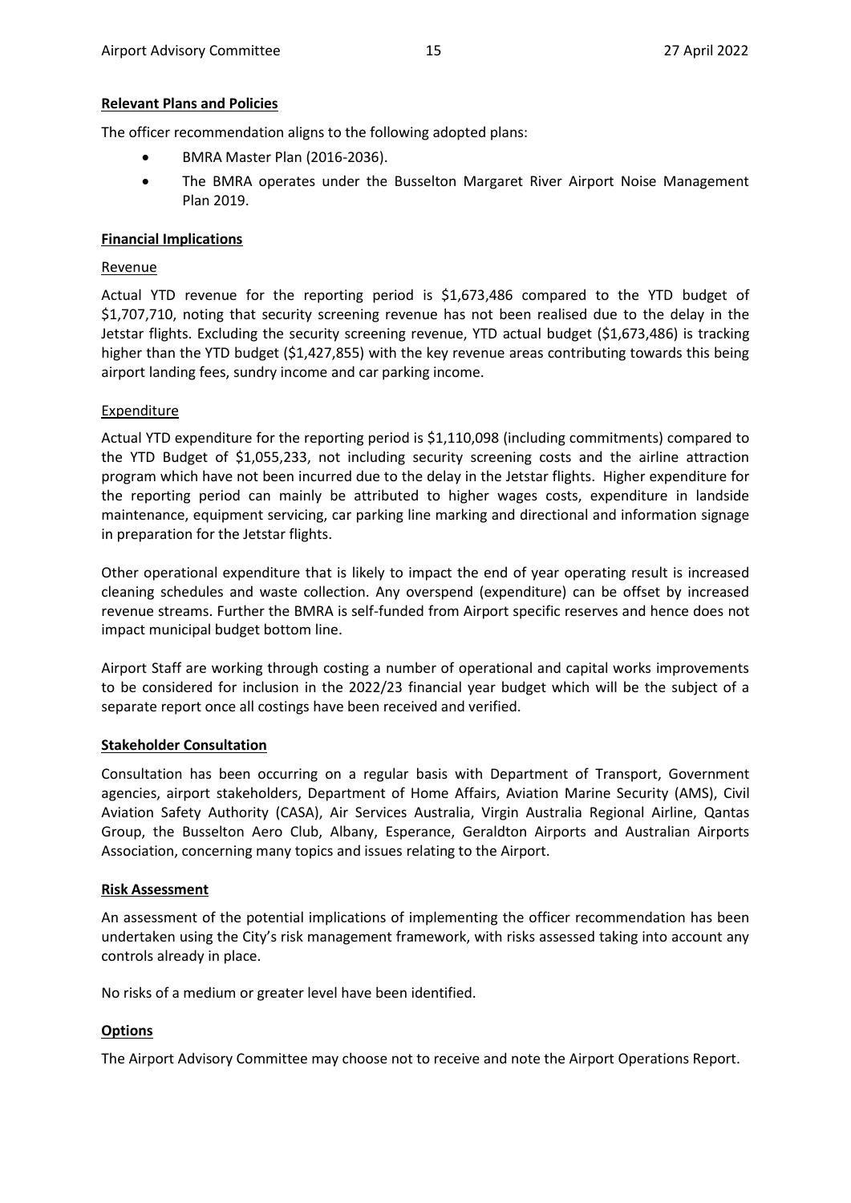**Relevant Plans and Policies**

The officer recommendation aligns to the following adopted plans:

- BMRA Master Plan (2016-2036).
- The BMRA operates under the Busselton Margaret River Airport Noise Management Plan 2019.

**Financial Implications**

Revenue

Actual YTD revenue for the reporting period is $1,673,486 compared to the YTD budget of $1,707,710, noting that security screening revenue has not been realised due to the delay in the Jetstar flights. Excluding the security screening revenue, YTD actual budget ($1,673,486) is tracking higher than the YTD budget ($1,427,855) with the key revenue areas contributing towards this being airport landing fees, sundry income and car parking income.

Expenditure

Actual YTD expenditure for the reporting period is $1,110,098 (including commitments) compared to the YTD Budget of $1,055,233, not including security screening costs and the airline attraction program which have not been incurred due to the delay in the Jetstar flights. Higher expenditure for the reporting period can mainly be attributed to higher wages costs, expenditure in landside maintenance, equipment servicing, car parking line marking and directional and information signage in preparation for the Jetstar flights.

Other operational expenditure that is likely to impact the end of year operating result is increased cleaning schedules and waste collection. Any overspend (expenditure) can be offset by increased revenue streams. Further the BMRA is self-funded from Airport specific reserves and hence does not impact municipal budget bottom line.

Airport Staff are working through costing a number of operational and capital works improvements to be considered for inclusion in the 2022/23 financial year budget which will be the subject of a separate report once all costings have been received and verified.

**Stakeholder Consultation**

Consultation has been occurring on a regular basis with Department of Transport, Government agencies, airport stakeholders, Department of Home Affairs, Aviation Marine Security (AMS), Civil Aviation Safety Authority (CASA), Air Services Australia, Virgin Australia Regional Airline, Qantas Group, the Busselton Aero Club, Albany, Esperance, Geraldton Airports and Australian Airports Association, concerning many topics and issues relating to the Airport.

**Risk Assessment**

An assessment of the potential implications of implementing the officer recommendation has been undertaken using the City's risk management framework, with risks assessed taking into account any controls already in place.

No risks of a medium or greater level have been identified.

**Options**

The Airport Advisory Committee may choose not to receive and note the Airport Operations Report.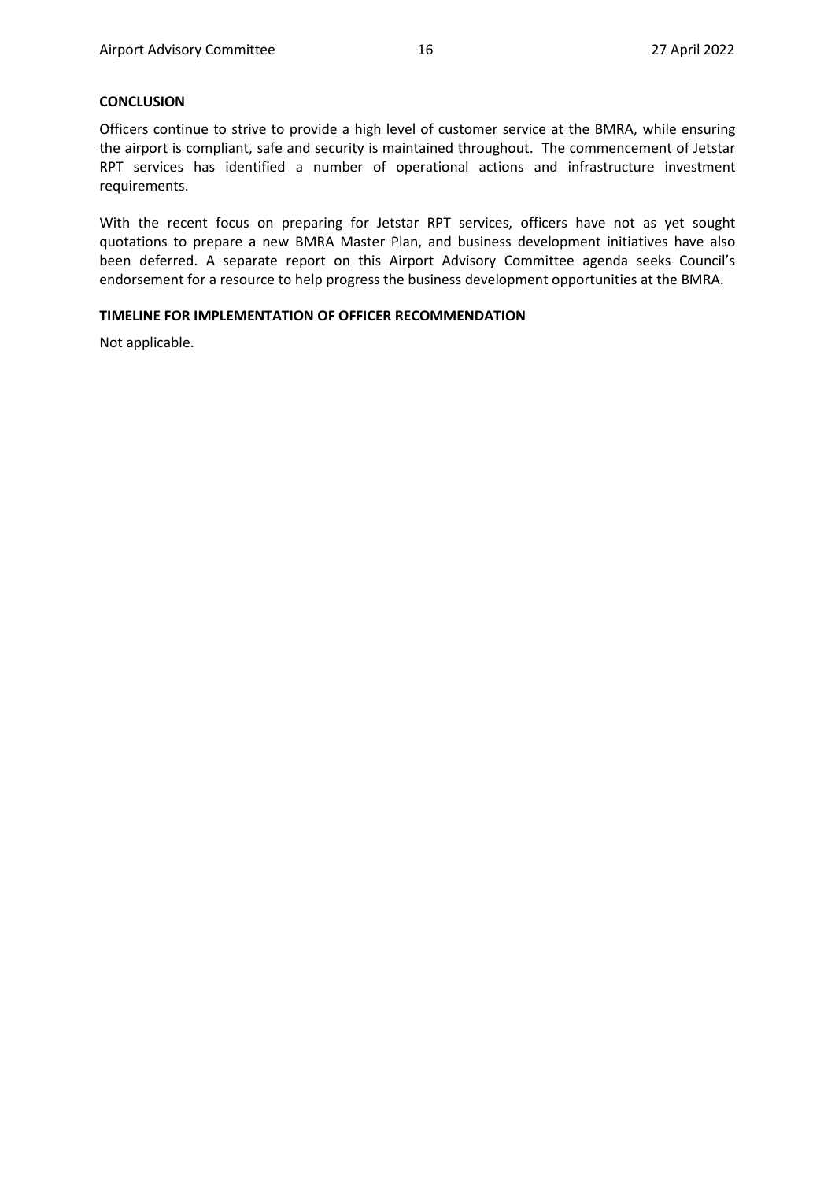**CONCLUSION**

Officers continue to strive to provide a high level of customer service at the BMRA, while ensuring the airport is compliant, safe and security is maintained throughout. The commencement of Jetstar RPT services has identified a number of operational actions and infrastructure investment requirements.

With the recent focus on preparing for Jetstar RPT services, officers have not as yet sought quotations to prepare a new BMRA Master Plan, and business development initiatives have also been deferred. A separate report on this Airport Advisory Committee agenda seeks Council's endorsement for a resource to help progress the business development opportunities at the BMRA.

**TIMELINE FOR IMPLEMENTATION OF OFFICER RECOMMENDATION**

Not applicable.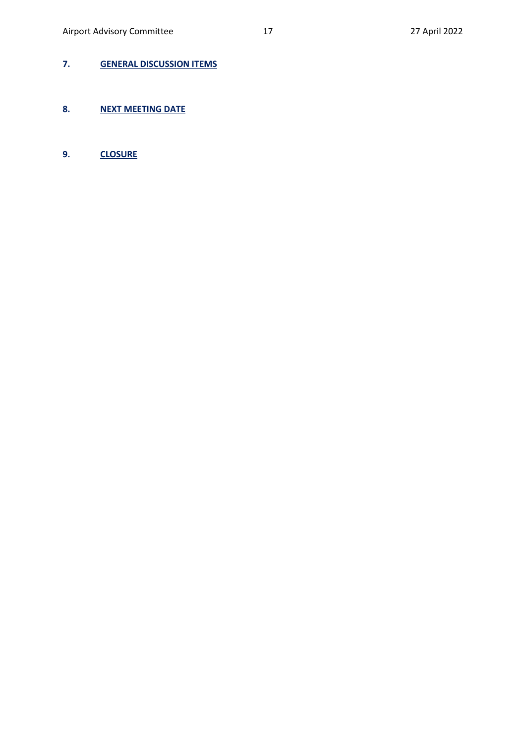## 7. GENERAL DISCUSSION ITEMS

## 8. NEXT MEETING DATE

## 9. CLOSURE